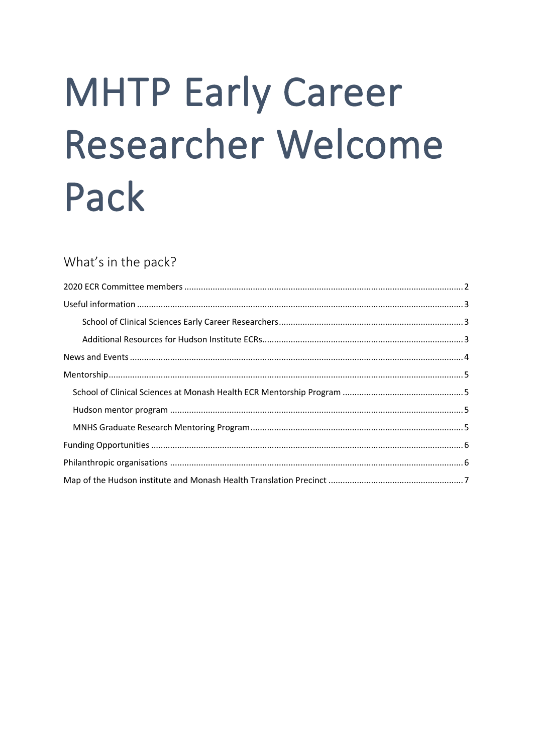# MHTP Early Career Researcher Welcome Pack

## What's in the pack?

2020 ECR Committee members .......... 2

Useful information .......... 3

- School of Clinical Sciences Early Career Researchers .......... 3
- Additional Resources for Hudson Institute ECRs .......... 3

News and Events .......... 4

Mentorship .......... 5

- School of Clinical Sciences at Monash Health ECR Mentorship Program .......... 5
- Hudson mentor program .......... 5
- MNHS Graduate Research Mentoring Program .......... 5

Funding Opportunities .......... 6

Philanthropic organisations .......... 6

Map of the Hudson institute and Monash Health Translation Precinct .......... 7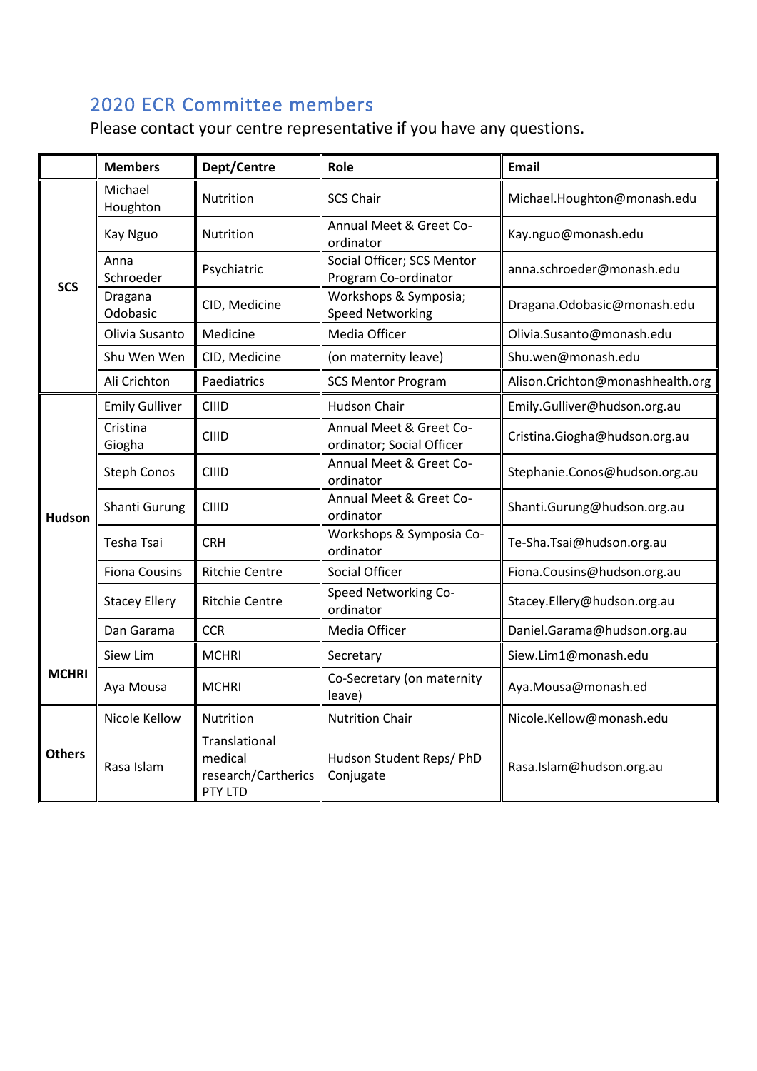## 2020 ECR Committee members

Please contact your centre representative if you have any questions.

| | Members | Dept/Centre | Role | Email |
|---|---|---|---|---|
| SCS | Michael Houghton | Nutrition | SCS Chair | Michael.Houghton@monash.edu |
| | Kay Nguo | Nutrition | Annual Meet & Greet Co-ordinator | Kay.nguo@monash.edu |
| | Anna Schroeder | Psychiatric | Social Officer; SCS Mentor Program Co-ordinator | anna.schroeder@monash.edu |
| | Dragana Odobasic | CID, Medicine | Workshops & Symposia; Speed Networking | Dragana.Odobasic@monash.edu |
| | Olivia Susanto | Medicine | Media Officer | Olivia.Susanto@monash.edu |
| | Shu Wen Wen | CID, Medicine | (on maternity leave) | Shu.wen@monash.edu |
| | Ali Crichton | Paediatrics | SCS Mentor Program | Alison.Crichton@monashhealth.org |
| Hudson | Emily Gulliver | CIIID | Hudson Chair | Emily.Gulliver@hudson.org.au |
| | Cristina Giogha | CIIID | Annual Meet & Greet Co-ordinator; Social Officer | Cristina.Giogha@hudson.org.au |
| | Steph Conos | CIIID | Annual Meet & Greet Co-ordinator | Stephanie.Conos@hudson.org.au |
| | Shanti Gurung | CIIID | Annual Meet & Greet Co-ordinator | Shanti.Gurung@hudson.org.au |
| | Tesha Tsai | CRH | Workshops & Symposia Co-ordinator | Te-Sha.Tsai@hudson.org.au |
| | Fiona Cousins | Ritchie Centre | Social Officer | Fiona.Cousins@hudson.org.au |
| | Stacey Ellery | Ritchie Centre | Speed Networking Co-ordinator | Stacey.Ellery@hudson.org.au |
| | Dan Garama | CCR | Media Officer | Daniel.Garama@hudson.org.au |
| MCHRI | Siew Lim | MCHRI | Secretary | Siew.Lim1@monash.edu |
| | Aya Mousa | MCHRI | Co-Secretary (on maternity leave) | Aya.Mousa@monash.ed |
| Others | Nicole Kellow | Nutrition | Nutrition Chair | Nicole.Kellow@monash.edu |
| | Rasa Islam | Translational medical research/Cartherics PTY LTD | Hudson Student Reps/ PhD Conjugate | Rasa.Islam@hudson.org.au |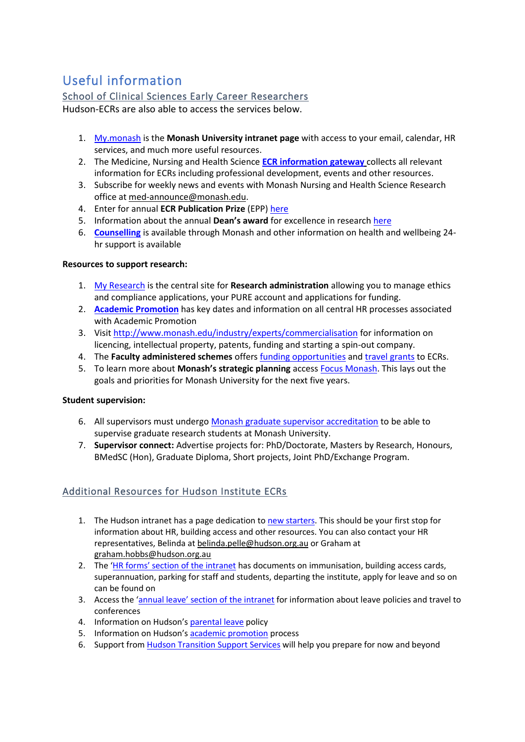# Useful information

## School of Clinical Sciences Early Career Researchers

Hudson-ECRs are also able to access the services below.

1. My.monash is the **Monash University intranet page** with access to your email, calendar, HR services, and much more useful resources.
2. The Medicine, Nursing and Health Science **ECR information gateway** collects all relevant information for ECRs including professional development, events and other resources.
3. Subscribe for weekly news and events with Monash Nursing and Health Science Research office at med-announce@monash.edu.
4. Enter for annual **ECR Publication Prize** (EPP) here
5. Information about the annual **Dean's award** for excellence in research here
6. **Counselling** is available through Monash and other information on health and wellbeing 24-hr support is available

**Resources to support research:**

1. My Research is the central site for **Research administration** allowing you to manage ethics and compliance applications, your PURE account and applications for funding.
2. **Academic Promotion** has key dates and information on all central HR processes associated with Academic Promotion
3. Visit http://www.monash.edu/industry/experts/commercialisation for information on licencing, intellectual property, patents, funding and starting a spin-out company.
4. The **Faculty administered schemes** offers funding opportunities and travel grants to ECRs.
5. To learn more about **Monash's strategic planning** access Focus Monash. This lays out the goals and priorities for Monash University for the next five years.

**Student supervision:**

6. All supervisors must undergo Monash graduate supervisor accreditation to be able to supervise graduate research students at Monash University.
7. **Supervisor connect:** Advertise projects for: PhD/Doctorate, Masters by Research, Honours, BMedSC (Hon), Graduate Diploma, Short projects, Joint PhD/Exchange Program.

## Additional Resources for Hudson Institute ECRs

1. The Hudson intranet has a page dedication to new starters. This should be your first stop for information about HR, building access and other resources. You can also contact your HR representatives, Belinda at belinda.pelle@hudson.org.au or Graham at graham.hobbs@hudson.org.au
2. The 'HR forms' section of the intranet has documents on immunisation, building access cards, superannuation, parking for staff and students, departing the institute, apply for leave and so on can be found on
3. Access the 'annual leave' section of the intranet for information about leave policies and travel to conferences
4. Information on Hudson's parental leave policy
5. Information on Hudson's academic promotion process
6. Support from Hudson Transition Support Services will help you prepare for now and beyond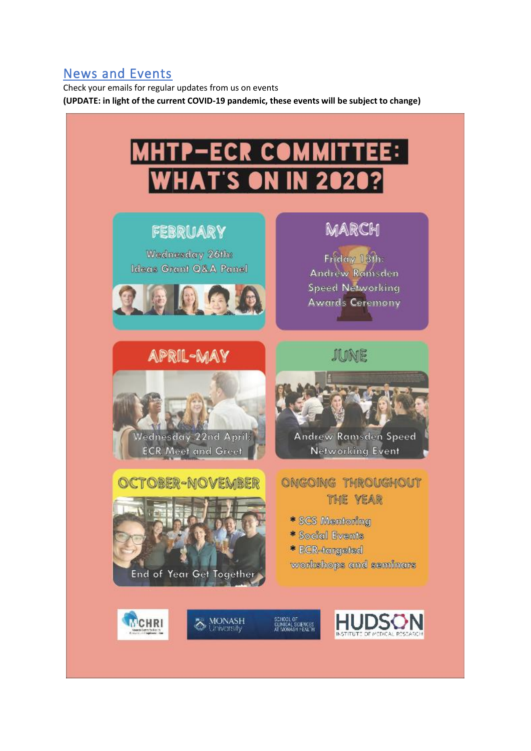## News and Events

Check your emails for regular updates from us on events

**(UPDATE: in light of the current COVID-19 pandemic, these events will be subject to change)**

# MHTP-ECR COMMITTEE: WHAT'S ON IN 2020?

### FEBRUARY

Wednesday 26th: Ideas Grant Q&A Panel

### MARCH

Friday 13th: Andrew Ramsden Speed Networking Awards Ceremony

### APRIL-MAY

Wednesday 22nd April: ECR Meet and Greet

### JUNE

Andrew Ramsden Speed Networking Event

### OCTOBER-NOVEMBER

End of Year Get Together

### ONGOING THROUGHOUT THE YEAR

- SCS Mentoring
- Social Events
- ECR-targeted workshops and seminars

MCHRI | MONASH University | SCHOOL OF CLINICAL SCIENCES AT MONASH HEALTH | HUDSON INSTITUTE OF MEDICAL RESEARCH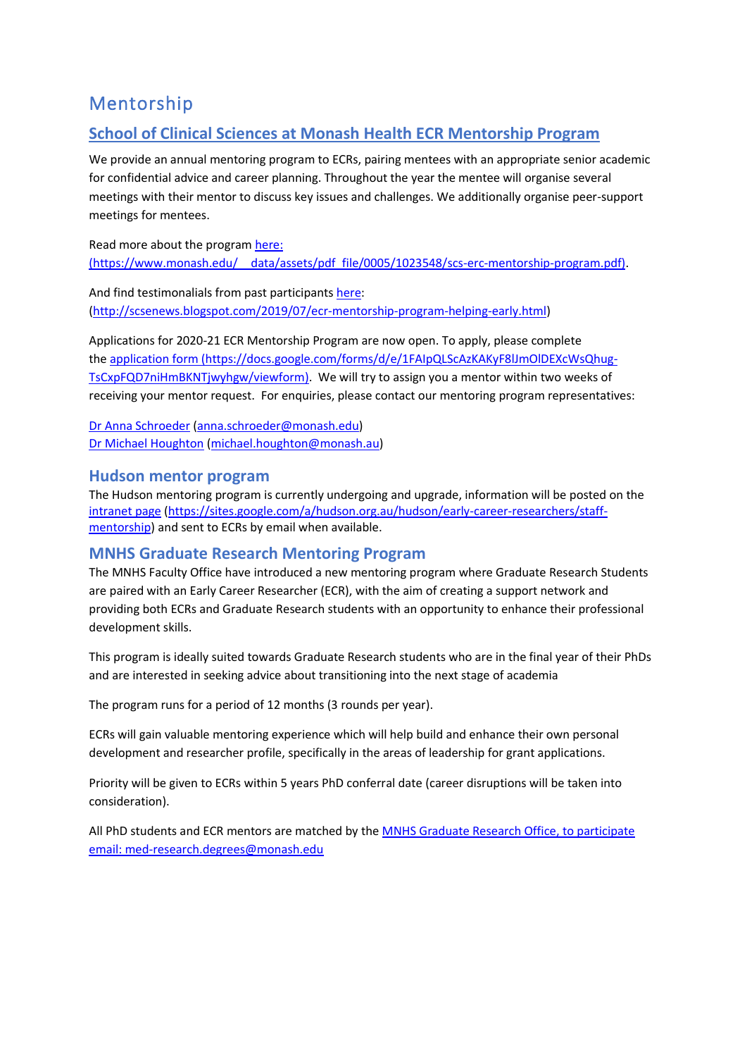# Mentorship

## [School of Clinical Sciences at Monash Health ECR Mentorship Program]()

We provide an annual mentoring program to ECRs, pairing mentees with an appropriate senior academic for confidential advice and career planning. Throughout the year the mentee will organise several meetings with their mentor to discuss key issues and challenges. We additionally organise peer-support meetings for mentees.

Read more about the program here: (https://www.monash.edu/__data/assets/pdf_file/0005/1023548/scs-erc-mentorship-program.pdf).

And find testimonalials from past participants here: (http://scsenews.blogspot.com/2019/07/ecr-mentorship-program-helping-early.html)

Applications for 2020-21 ECR Mentorship Program are now open. To apply, please complete the application form (https://docs.google.com/forms/d/e/1FAIpQLScAzKAKyF8lJmOlDEXcWsQhug-TsCxpFQD7niHmBKNTjwyhgw/viewform). We will try to assign you a mentor within two weeks of receiving your mentor request. For enquiries, please contact our mentoring program representatives:

Dr Anna Schroeder (anna.schroeder@monash.edu)
Dr Michael Houghton (michael.houghton@monash.au)

### Hudson mentor program

The Hudson mentoring program is currently undergoing and upgrade, information will be posted on the intranet page (https://sites.google.com/a/hudson.org.au/hudson/early-career-researchers/staff-mentorship) and sent to ECRs by email when available.

### MNHS Graduate Research Mentoring Program

The MNHS Faculty Office have introduced a new mentoring program where Graduate Research Students are paired with an Early Career Researcher (ECR), with the aim of creating a support network and providing both ECRs and Graduate Research students with an opportunity to enhance their professional development skills.

This program is ideally suited towards Graduate Research students who are in the final year of their PhDs and are interested in seeking advice about transitioning into the next stage of academia

The program runs for a period of 12 months (3 rounds per year).

ECRs will gain valuable mentoring experience which will help build and enhance their own personal development and researcher profile, specifically in the areas of leadership for grant applications.

Priority will be given to ECRs within 5 years PhD conferral date (career disruptions will be taken into consideration).

All PhD students and ECR mentors are matched by the MNHS Graduate Research Office, to participate email: med-research.degrees@monash.edu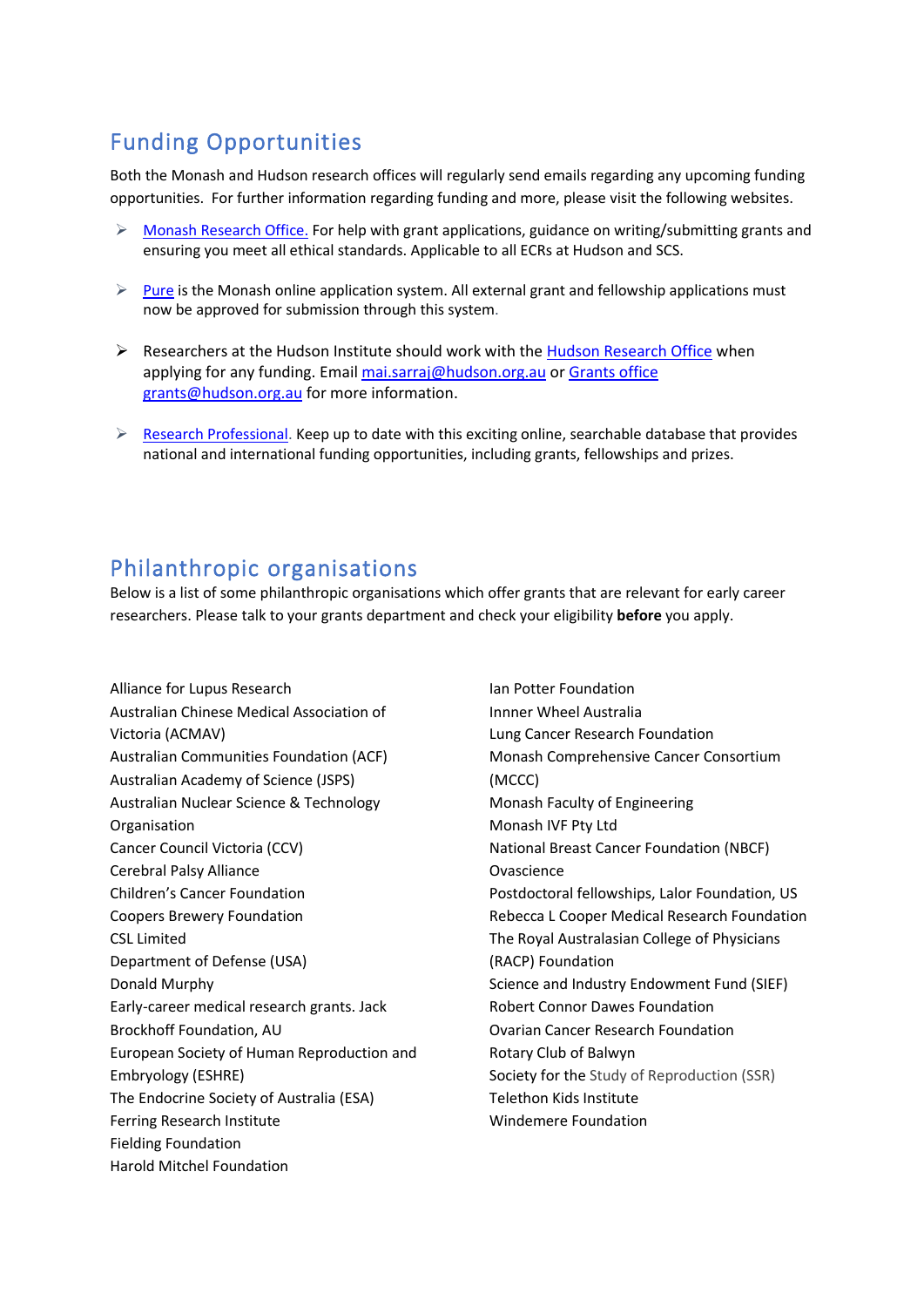## Funding Opportunities

Both the Monash and Hudson research offices will regularly send emails regarding any upcoming funding opportunities. For further information regarding funding and more, please visit the following websites.

- Monash Research Office. For help with grant applications, guidance on writing/submitting grants and ensuring you meet all ethical standards. Applicable to all ECRs at Hudson and SCS.
- Pure is the Monash online application system. All external grant and fellowship applications must now be approved for submission through this system.
- Researchers at the Hudson Institute should work with the Hudson Research Office when applying for any funding. Email mai.sarraj@hudson.org.au or Grants office grants@hudson.org.au for more information.
- Research Professional. Keep up to date with this exciting online, searchable database that provides national and international funding opportunities, including grants, fellowships and prizes.

## Philanthropic organisations

Below is a list of some philanthropic organisations which offer grants that are relevant for early career researchers. Please talk to your grants department and check your eligibility **before** you apply.

Alliance for Lupus Research
Australian Chinese Medical Association of Victoria (ACMAV)
Australian Communities Foundation (ACF)
Australian Academy of Science (JSPS)
Australian Nuclear Science & Technology Organisation
Cancer Council Victoria (CCV)
Cerebral Palsy Alliance
Children's Cancer Foundation
Coopers Brewery Foundation
CSL Limited
Department of Defense (USA)
Donald Murphy
Early-career medical research grants. Jack Brockhoff Foundation, AU
European Society of Human Reproduction and Embryology (ESHRE)
The Endocrine Society of Australia (ESA)
Ferring Research Institute
Fielding Foundation
Harold Mitchel Foundation
Ian Potter Foundation
Innner Wheel Australia
Lung Cancer Research Foundation
Monash Comprehensive Cancer Consortium (MCCC)
Monash Faculty of Engineering
Monash IVF Pty Ltd
National Breast Cancer Foundation (NBCF)
Ovascience
Postdoctoral fellowships, Lalor Foundation, US
Rebecca L Cooper Medical Research Foundation
The Royal Australasian College of Physicians (RACP) Foundation
Science and Industry Endowment Fund (SIEF)
Robert Connor Dawes Foundation
Ovarian Cancer Research Foundation
Rotary Club of Balwyn
Society for the Study of Reproduction (SSR)
Telethon Kids Institute
Windemere Foundation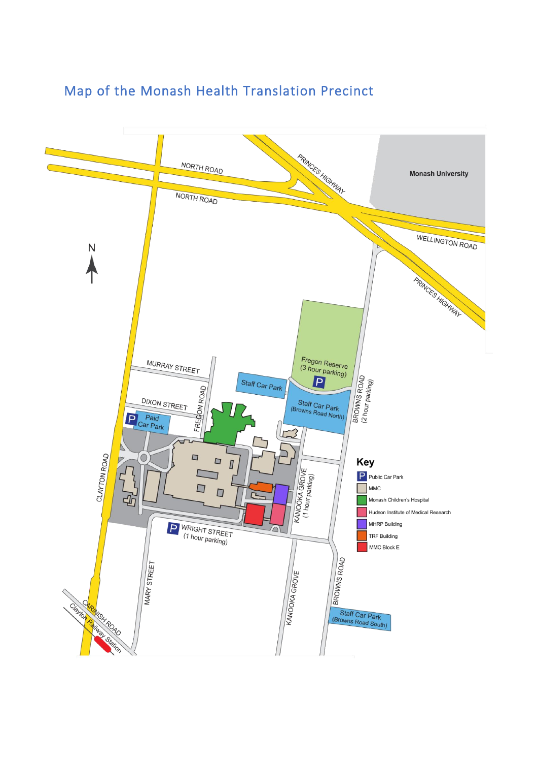# Map of the Monash Health Translation Precinct

NORTH ROAD

NORTH ROAD

PRINCES HIGHWAY

Monash University

WELLINGTON ROAD

PRINCES HIGHWAY

N

MURRAY STREET

DIXON STREET

FREGON ROAD

Paid Car Park

Staff Car Park

Fregon Reserve (3 hour parking)

Staff Car Park (Browns Road North)

BROWNS ROAD (2 hour parking)

CLAYTON ROAD

KANOOKA GROVE (1 hour parking)

WRIGHT STREET (1 hour parking)

MARY STREET

KANOOKA GROVE

BROWNS ROAD

Staff Car Park (Browns Road South)

CARINISH ROAD

Clayton Railway Station

**Key**

- P Public Car Park
- MMC
- Monash Children's Hospital
- Hudson Institute of Medical Research
- MHRP Building
- TRF Building
- MMC Block E